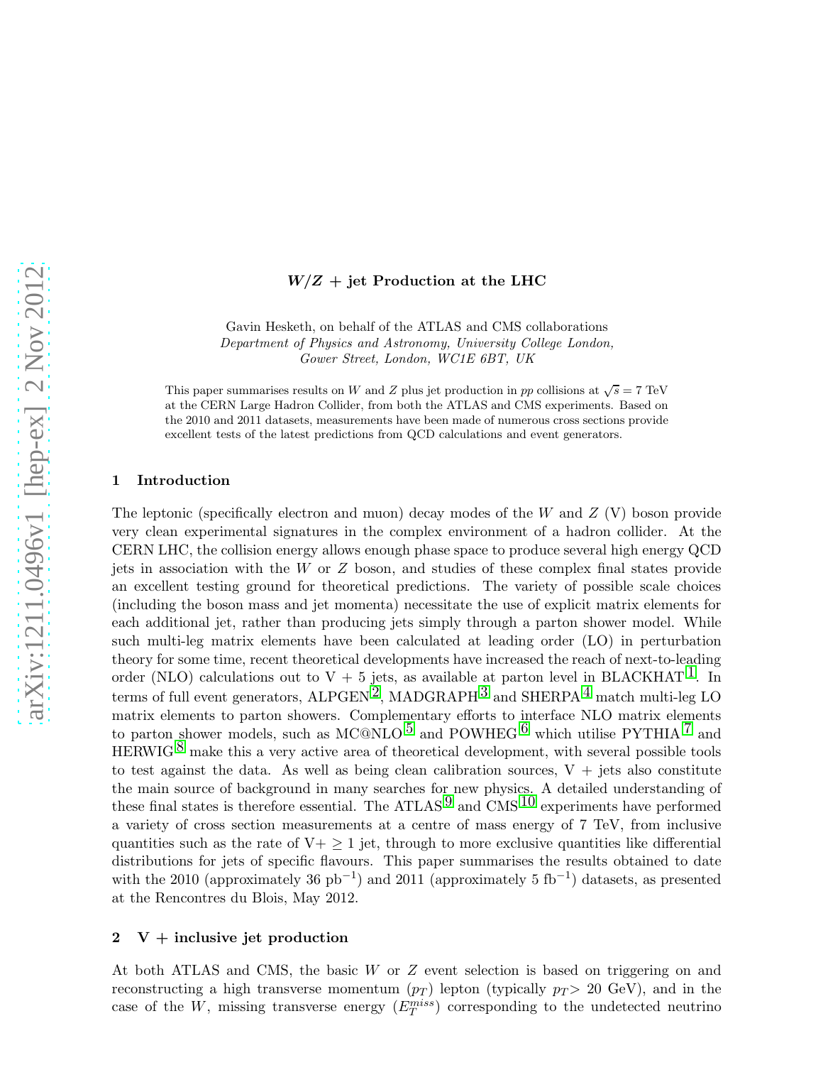# $W/Z$ + jet Production at the LHC

Gavin Hesketh, on behalf of the ATLAS and CMS collaborations

*Department of Physics and Astronomy, University College London, Gower Street, London, WC1E 6BT, UK*

This paper summarises results on $W$ and $Z$ plus jet production in $pp$ collisions at $\sqrt{s} = 7$ TeV at the CERN Large Hadron Collider, from both the ATLAS and CMS experiments. Based on the 2010 and 2011 datasets, measurements have been made of numerous cross sections provide excellent tests of the latest predictions from QCD calculations and event generators.

## 1 Introduction

The leptonic (specifically electron and muon) decay modes of the $W$ and $Z$ (V) boson provide very clean experimental signatures in the complex environment of a hadron collider. At the CERN LHC, the collision energy allows enough phase space to produce several high energy QCD jets in association with the $W$ or $Z$ boson, and studies of these complex final states provide an excellent testing ground for theoretical predictions. The variety of possible scale choices (including the boson mass and jet momenta) necessitate the use of explicit matrix elements for each additional jet, rather than producing jets simply through a parton shower model. While such multi-leg matrix elements have been calculated at leading order (LO) in perturbation theory for some time, recent theoretical developments have increased the reach of next-to-leading order (NLO) calculations out to V + 5 jets, as available at parton level in BLACKHAT [1]. In terms of full event generators, ALPGEN [2], MADGRAPH [3] and SHERPA [4] match multi-leg LO matrix elements to parton showers. Complementary efforts to interface NLO matrix elements to parton shower models, such as MC@NLO [5] and POWHEG [6] which utilise PYTHIA [7] and HERWIG [8] make this a very active area of theoretical development, with several possible tools to test against the data. As well as being clean calibration sources, V + jets also constitute the main source of background in many searches for new physics. A detailed understanding of these final states is therefore essential. The ATLAS [9] and CMS [10] experiments have performed a variety of cross section measurements at a centre of mass energy of 7 TeV, from inclusive quantities such as the rate of V+ $\geq 1$ jet, through to more exclusive quantities like differential distributions for jets of specific flavours. This paper summarises the results obtained to date with the 2010 (approximately 36 pb$^{-1}$) and 2011 (approximately 5 fb$^{-1}$) datasets, as presented at the Rencontres du Blois, May 2012.

## 2 V + inclusive jet production

At both ATLAS and CMS, the basic $W$ or $Z$ event selection is based on triggering on and reconstructing a high transverse momentum ($p_T$) lepton (typically $p_T$> 20 GeV), and in the case of the $W$, missing transverse energy ($E_T^{miss}$) corresponding to the undetected neutrino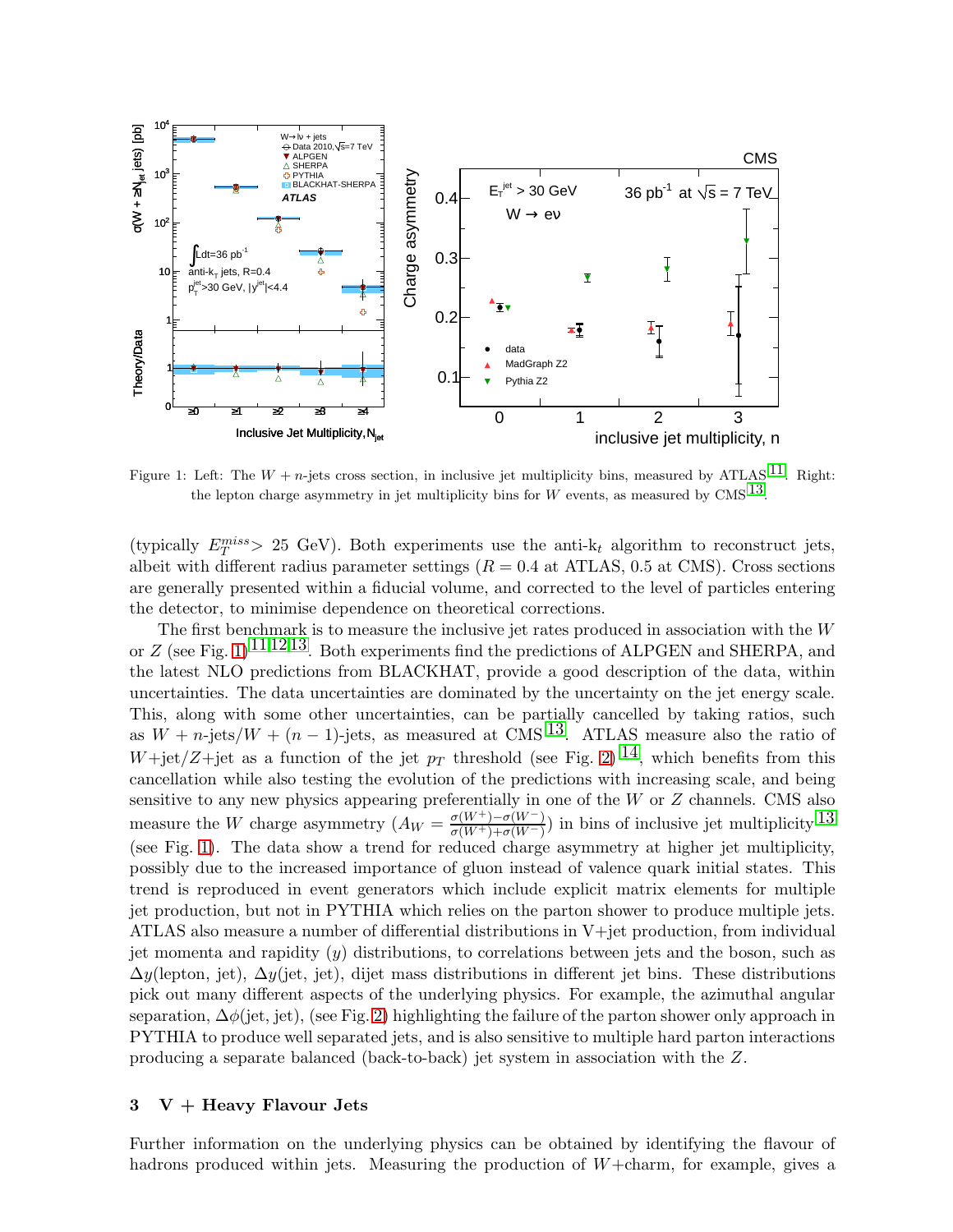Figure 1: Left: The $W + n$-jets cross section, in inclusive jet multiplicity bins, measured by ATLAS[11]. Right: the lepton charge asymmetry in jet multiplicity bins for $W$ events, as measured by CMS[13].

(typically $E_T^{miss} > 25$ GeV). Both experiments use the anti-$k_t$ algorithm to reconstruct jets, albeit with different radius parameter settings ($R = 0.4$ at ATLAS, 0.5 at CMS). Cross sections are generally presented within a fiducial volume, and corrected to the level of particles entering the detector, to minimise dependence on theoretical corrections.

The first benchmark is to measure the inclusive jet rates produced in association with the $W$ or $Z$ (see Fig. 1)[11,12,13]. Both experiments find the predictions of ALPGEN and SHERPA, and the latest NLO predictions from BLACKHAT, provide a good description of the data, within uncertainties. The data uncertainties are dominated by the uncertainty on the jet energy scale. This, along with some other uncertainties, can be partially cancelled by taking ratios, such as $W + n$-jets/$W + (n-1)$-jets, as measured at CMS[13]. ATLAS measure also the ratio of $W$+jet/$Z$+jet as a function of the jet $p_T$ threshold (see Fig. 2)[14], which benefits from this cancellation while also testing the evolution of the predictions with increasing scale, and being sensitive to any new physics appearing preferentially in one of the $W$ or $Z$ channels. CMS also measure the $W$ charge asymmetry ($A_W = \frac{\sigma(W^+)-\sigma(W^-)}{\sigma(W^+)+\sigma(W^-)}$) in bins of inclusive jet multiplicity[13] (see Fig. 1). The data show a trend for reduced charge asymmetry at higher jet multiplicity, possibly due to the increased importance of gluon instead of valence quark initial states. This trend is reproduced in event generators which include explicit matrix elements for multiple jet production, but not in PYTHIA which relies on the parton shower to produce multiple jets. ATLAS also measure a number of differential distributions in V+jet production, from individual jet momenta and rapidity ($y$) distributions, to correlations between jets and the boson, such as $\Delta y$(lepton, jet), $\Delta y$(jet, jet), dijet mass distributions in different jet bins. These distributions pick out many different aspects of the underlying physics. For example, the azimuthal angular separation, $\Delta\phi$(jet, jet), (see Fig. 2) highlighting the failure of the parton shower only approach in PYTHIA to produce well separated jets, and is also sensitive to multiple hard parton interactions producing a separate balanced (back-to-back) jet system in association with the $Z$.

## 3 V + Heavy Flavour Jets

Further information on the underlying physics can be obtained by identifying the flavour of hadrons produced within jets. Measuring the production of $W$+charm, for example, gives a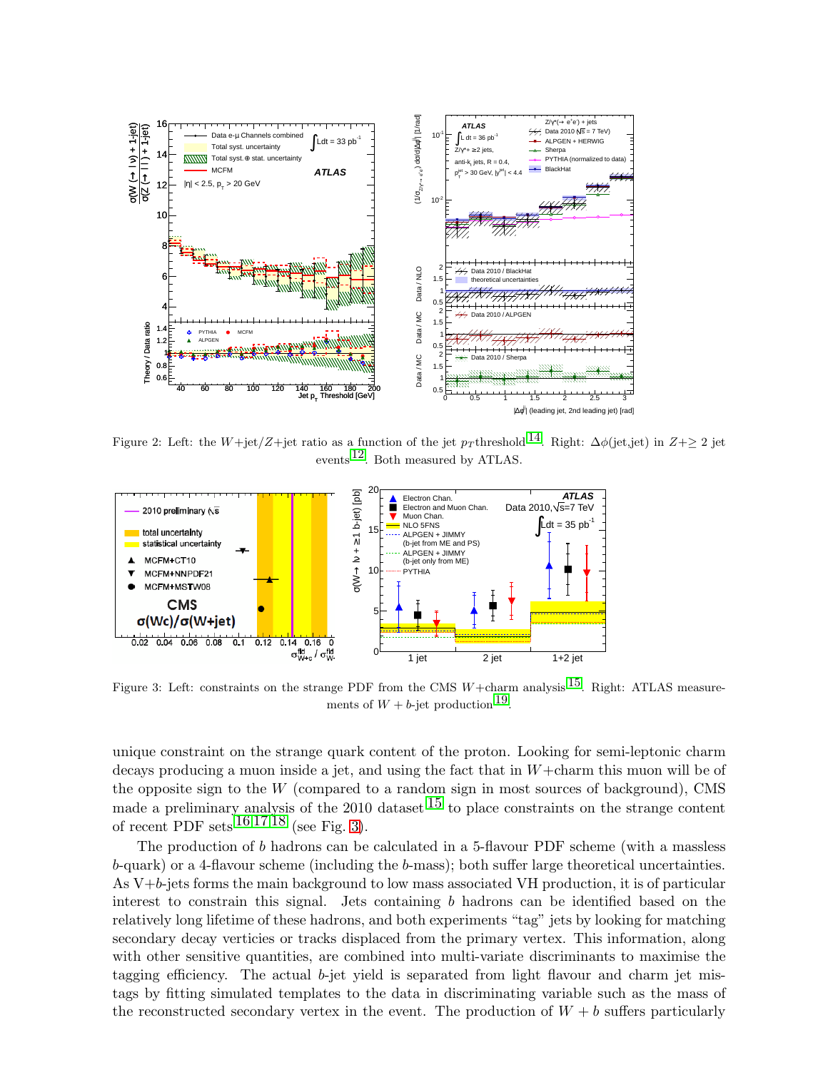Figure 2: Left: the $W$+jet/$Z$+jet ratio as a function of the jet $p_T$threshold [14]. Right: $\Delta\phi$(jet,jet) in $Z+\geq 2$ jet events [12]. Both measured by ATLAS.

Figure 3: Left: constraints on the strange PDF from the CMS $W$+charm analysis [15]. Right: ATLAS measurements of $W + b$-jet production [19].

unique constraint on the strange quark content of the proton. Looking for semi-leptonic charm decays producing a muon inside a jet, and using the fact that in $W$+charm this muon will be of the opposite sign to the $W$ (compared to a random sign in most sources of background), CMS made a preliminary analysis of the 2010 dataset [15] to place constraints on the strange content of recent PDF sets [16,17,18] (see Fig. 3).

The production of $b$ hadrons can be calculated in a 5-flavour PDF scheme (with a massless $b$-quark) or a 4-flavour scheme (including the $b$-mass); both suffer large theoretical uncertainties. As V+$b$-jets forms the main background to low mass associated VH production, it is of particular interest to constrain this signal. Jets containing $b$ hadrons can be identified based on the relatively long lifetime of these hadrons, and both experiments "tag" jets by looking for matching secondary decay verticies or tracks displaced from the primary vertex. This information, along with other sensitive quantities, are combined into multi-variate discriminants to maximise the tagging efficiency. The actual $b$-jet yield is separated from light flavour and charm jet mis-tags by fitting simulated templates to the data in discriminating variable such as the mass of the reconstructed secondary vertex in the event. The production of $W + b$ suffers particularly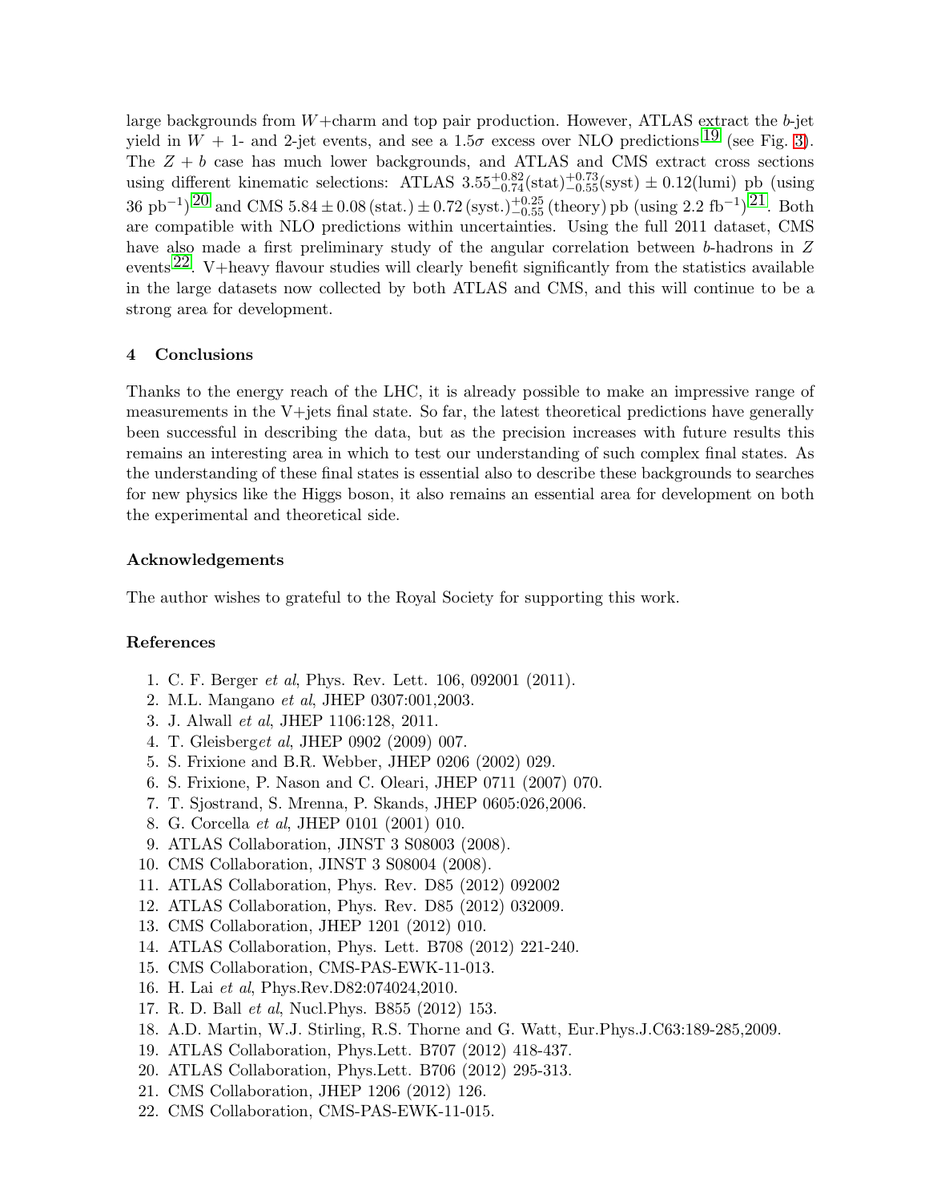large backgrounds from $W$+charm and top pair production. However, ATLAS extract the $b$-jet yield in $W$ + 1- and 2-jet events, and see a $1.5\sigma$ excess over NLO predictions [19] (see Fig. 3). The $Z + b$ case has much lower backgrounds, and ATLAS and CMS extract cross sections using different kinematic selections: ATLAS $3.55^{+0.82}_{-0.74}(\text{stat})^{+0.73}_{-0.55}(\text{syst}) \pm 0.12(\text{lumi})$ pb (using 36 pb$^{-1}$) [20] and CMS $5.84 \pm 0.08\,(\text{stat.}) \pm 0.72\,(\text{syst.})^{+0.25}_{-0.55}\,(\text{theory})$ pb (using 2.2 fb$^{-1}$) [21]. Both are compatible with NLO predictions within uncertainties. Using the full 2011 dataset, CMS have also made a first preliminary study of the angular correlation between $b$-hadrons in $Z$ events [22]. V+heavy flavour studies will clearly benefit significantly from the statistics available in the large datasets now collected by both ATLAS and CMS, and this will continue to be a strong area for development.

## 4 Conclusions

Thanks to the energy reach of the LHC, it is already possible to make an impressive range of measurements in the V+jets final state. So far, the latest theoretical predictions have generally been successful in describing the data, but as the precision increases with future results this remains an interesting area in which to test our understanding of such complex final states. As the understanding of these final states is essential also to describe these backgrounds to searches for new physics like the Higgs boson, it also remains an essential area for development on both the experimental and theoretical side.

## Acknowledgements

The author wishes to grateful to the Royal Society for supporting this work.

## References

1. C. F. Berger *et al*, Phys. Rev. Lett. 106, 092001 (2011).
2. M.L. Mangano *et al*, JHEP 0307:001,2003.
3. J. Alwall *et al*, JHEP 1106:128, 2011.
4. T. Gleisberg*et al*, JHEP 0902 (2009) 007.
5. S. Frixione and B.R. Webber, JHEP 0206 (2002) 029.
6. S. Frixione, P. Nason and C. Oleari, JHEP 0711 (2007) 070.
7. T. Sjostrand, S. Mrenna, P. Skands, JHEP 0605:026,2006.
8. G. Corcella *et al*, JHEP 0101 (2001) 010.
9. ATLAS Collaboration, JINST 3 S08003 (2008).
10. CMS Collaboration, JINST 3 S08004 (2008).
11. ATLAS Collaboration, Phys. Rev. D85 (2012) 092002
12. ATLAS Collaboration, Phys. Rev. D85 (2012) 032009.
13. CMS Collaboration, JHEP 1201 (2012) 010.
14. ATLAS Collaboration, Phys. Lett. B708 (2012) 221-240.
15. CMS Collaboration, CMS-PAS-EWK-11-013.
16. H. Lai *et al*, Phys.Rev.D82:074024,2010.
17. R. D. Ball *et al*, Nucl.Phys. B855 (2012) 153.
18. A.D. Martin, W.J. Stirling, R.S. Thorne and G. Watt, Eur.Phys.J.C63:189-285,2009.
19. ATLAS Collaboration, Phys.Lett. B707 (2012) 418-437.
20. ATLAS Collaboration, Phys.Lett. B706 (2012) 295-313.
21. CMS Collaboration, JHEP 1206 (2012) 126.
22. CMS Collaboration, CMS-PAS-EWK-11-015.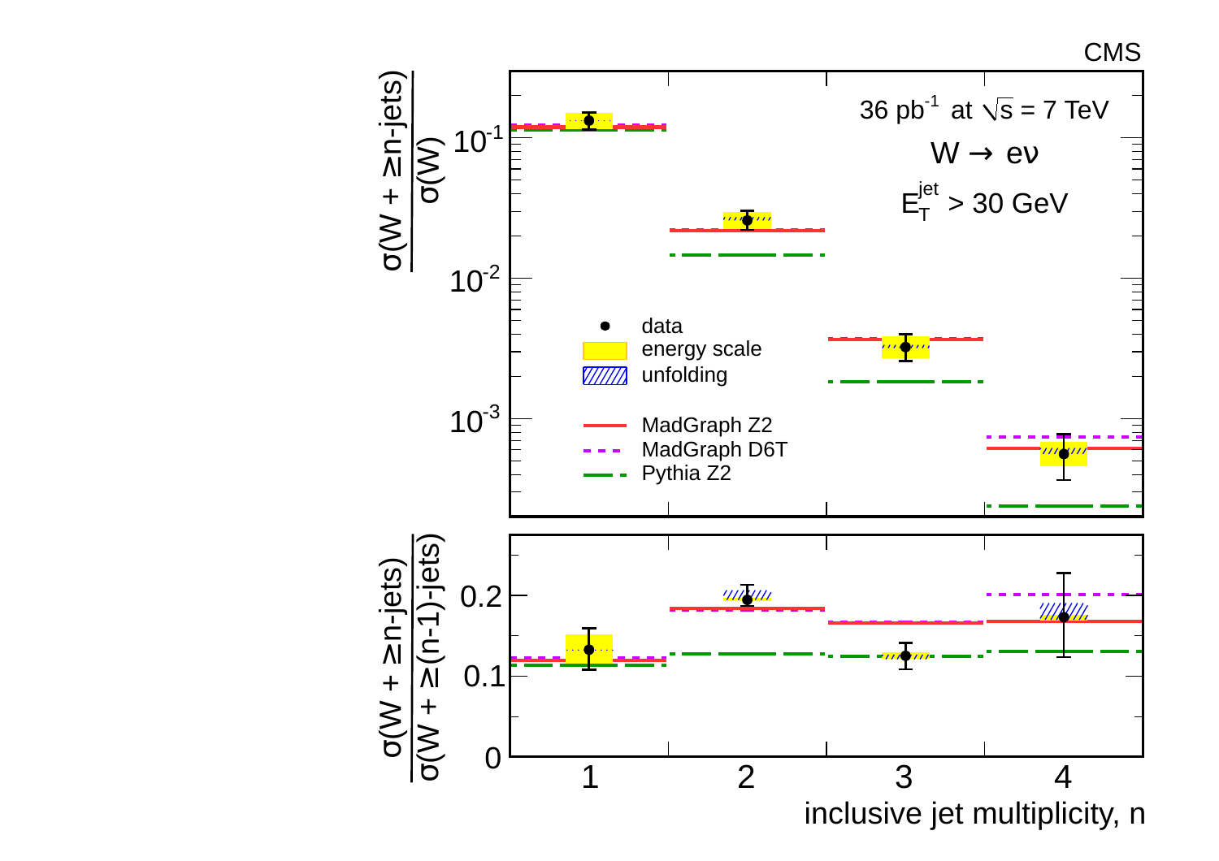CMS

$36\ \mathrm{pb}^{-1}$ at $\sqrt{s} = 7$ TeV

$W \rightarrow e\nu$

$E_T^{jet} > 30$ GeV

$\frac{\sigma(W + \geq n\text{-jets})}{\sigma(W)}$

$10^{-1}$

$10^{-2}$

$10^{-3}$

data

energy scale

unfolding

MadGraph Z2

MadGraph D6T

Pythia Z2

$\frac{\sigma(W + \geq n\text{-jets})}{\sigma(W + \geq (n-1)\text{-jets})}$

0

0.1

0.2

1

2

3

4

inclusive jet multiplicity, n